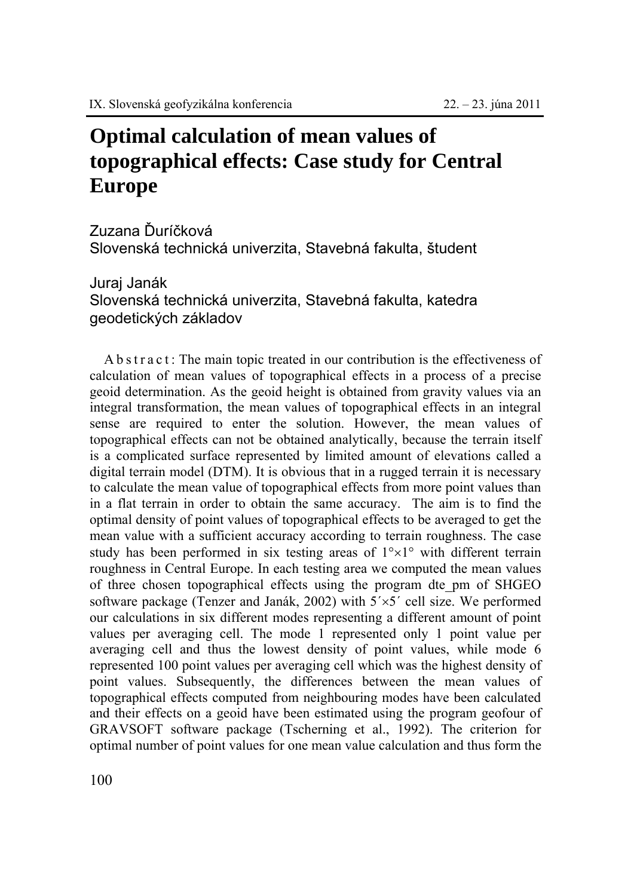# Optimal calculation of mean values of topographical effects: Case study for Central Europe

Zuzana Ďuríčková
Slovenská technická univerzita, Stavebná fakulta, študent

Juraj Janák
Slovenská technická univerzita, Stavebná fakulta, katedra geodetických základov

A b s t r a c t : The main topic treated in our contribution is the effectiveness of calculation of mean values of topographical effects in a process of a precise geoid determination. As the geoid height is obtained from gravity values via an integral transformation, the mean values of topographical effects in an integral sense are required to enter the solution. However, the mean values of topographical effects can not be obtained analytically, because the terrain itself is a complicated surface represented by limited amount of elevations called a digital terrain model (DTM). It is obvious that in a rugged terrain it is necessary to calculate the mean value of topographical effects from more point values than in a flat terrain in order to obtain the same accuracy. The aim is to find the optimal density of point values of topographical effects to be averaged to get the mean value with a sufficient accuracy according to terrain roughness. The case study has been performed in six testing areas of $1° \times 1°$ with different terrain roughness in Central Europe. In each testing area we computed the mean values of three chosen topographical effects using the program dte_pm of SHGEO software package (Tenzer and Janák, 2002) with $5' \times 5'$ cell size. We performed our calculations in six different modes representing a different amount of point values per averaging cell. The mode 1 represented only 1 point value per averaging cell and thus the lowest density of point values, while mode 6 represented 100 point values per averaging cell which was the highest density of point values. Subsequently, the differences between the mean values of topographical effects computed from neighbouring modes have been calculated and their effects on a geoid have been estimated using the program geofour of GRAVSOFT software package (Tscherning et al., 1992). The criterion for optimal number of point values for one mean value calculation and thus form the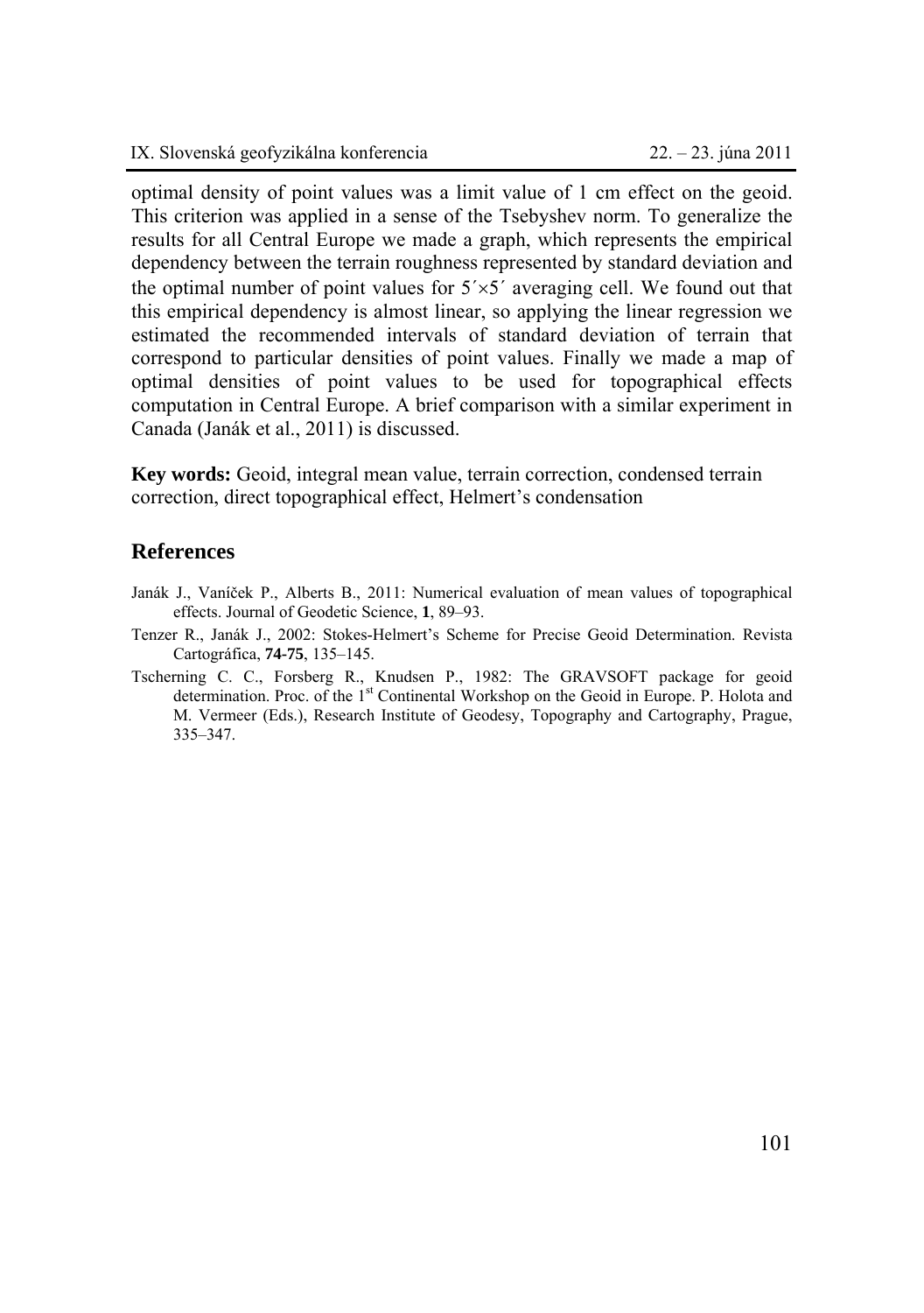optimal density of point values was a limit value of 1 cm effect on the geoid. This criterion was applied in a sense of the Tsebyshev norm. To generalize the results for all Central Europe we made a graph, which represents the empirical dependency between the terrain roughness represented by standard deviation and the optimal number of point values for $5' \times 5'$ averaging cell. We found out that this empirical dependency is almost linear, so applying the linear regression we estimated the recommended intervals of standard deviation of terrain that correspond to particular densities of point values. Finally we made a map of optimal densities of point values to be used for topographical effects computation in Central Europe. A brief comparison with a similar experiment in Canada (Janák et al., 2011) is discussed.

**Key words:** Geoid, integral mean value, terrain correction, condensed terrain correction, direct topographical effect, Helmert's condensation

## References

Janák J., Vaníček P., Alberts B., 2011: Numerical evaluation of mean values of topographical effects. Journal of Geodetic Science, **1**, 89–93.

Tenzer R., Janák J., 2002: Stokes-Helmert's Scheme for Precise Geoid Determination. Revista Cartográfica, **74-75**, 135–145.

Tscherning C. C., Forsberg R., Knudsen P., 1982: The GRAVSOFT package for geoid determination. Proc. of the 1st Continental Workshop on the Geoid in Europe. P. Holota and M. Vermeer (Eds.), Research Institute of Geodesy, Topography and Cartography, Prague, 335–347.